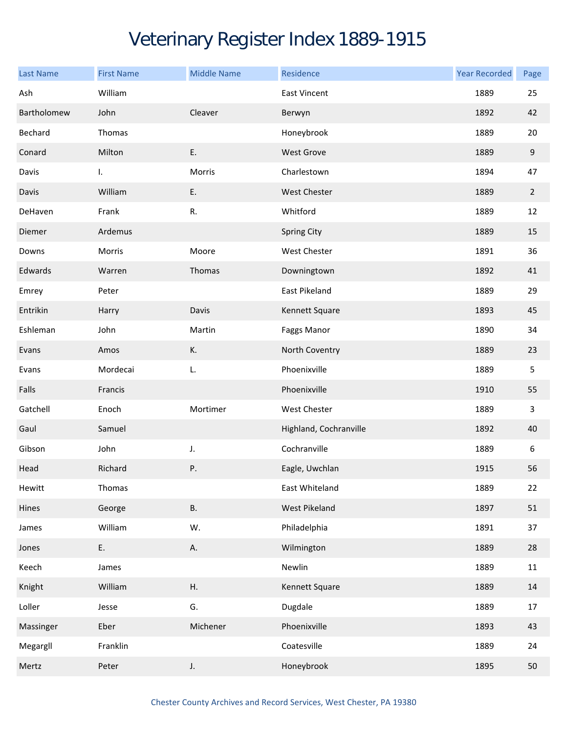# Veterinary Register Index 1889-1915

| Last Name | First Name | Middle Name | Residence | Year Recorded | Page |
|---|---|---|---|---|---|
| Ash | William | | East Vincent | 1889 | 25 |
| Bartholomew | John | Cleaver | Berwyn | 1892 | 42 |
| Bechard | Thomas | | Honeybrook | 1889 | 20 |
| Conard | Milton | E. | West Grove | 1889 | 9 |
| Davis | I. | Morris | Charlestown | 1894 | 47 |
| Davis | William | E. | West Chester | 1889 | 2 |
| DeHaven | Frank | R. | Whitford | 1889 | 12 |
| Diemer | Ardemus | | Spring City | 1889 | 15 |
| Downs | Morris | Moore | West Chester | 1891 | 36 |
| Edwards | Warren | Thomas | Downingtown | 1892 | 41 |
| Emrey | Peter | | East Pikeland | 1889 | 29 |
| Entrikin | Harry | Davis | Kennett Square | 1893 | 45 |
| Eshleman | John | Martin | Faggs Manor | 1890 | 34 |
| Evans | Amos | K. | North Coventry | 1889 | 23 |
| Evans | Mordecai | L. | Phoenixville | 1889 | 5 |
| Falls | Francis | | Phoenixville | 1910 | 55 |
| Gatchell | Enoch | Mortimer | West Chester | 1889 | 3 |
| Gaul | Samuel | | Highland, Cochranville | 1892 | 40 |
| Gibson | John | J. | Cochranville | 1889 | 6 |
| Head | Richard | P. | Eagle, Uwchlan | 1915 | 56 |
| Hewitt | Thomas | | East Whiteland | 1889 | 22 |
| Hines | George | B. | West Pikeland | 1897 | 51 |
| James | William | W. | Philadelphia | 1891 | 37 |
| Jones | E. | A. | Wilmington | 1889 | 28 |
| Keech | James | | Newlin | 1889 | 11 |
| Knight | William | H. | Kennett Square | 1889 | 14 |
| Loller | Jesse | G. | Dugdale | 1889 | 17 |
| Massinger | Eber | Michener | Phoenixville | 1893 | 43 |
| Megargll | Franklin | | Coatesville | 1889 | 24 |
| Mertz | Peter | J. | Honeybrook | 1895 | 50 |

Chester County Archives and Record Services, West Chester, PA 19380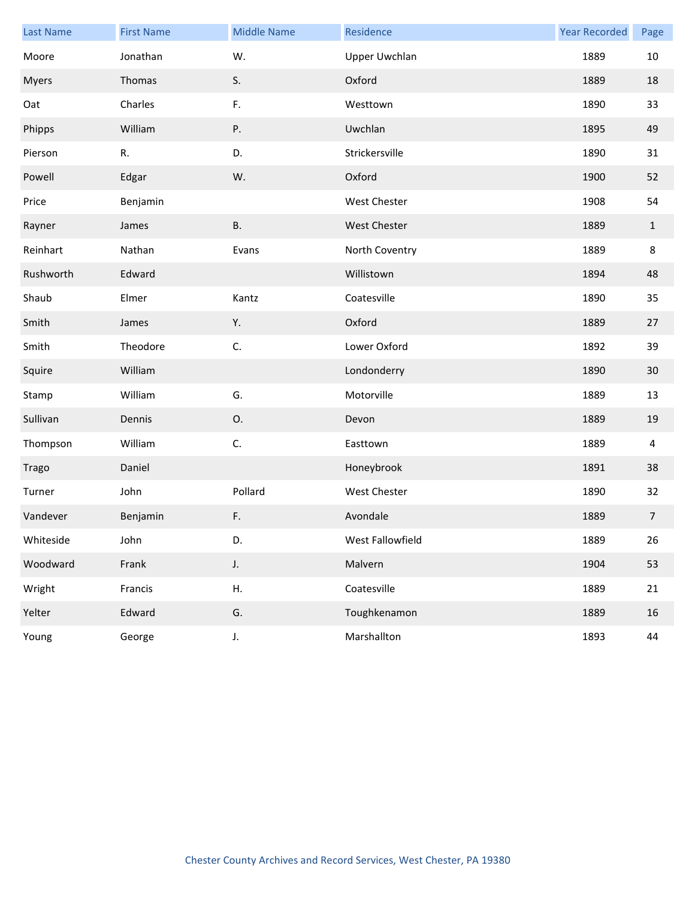| Last Name | First Name | Middle Name | Residence | Year Recorded | Page |
|---|---|---|---|---|---|
| Moore | Jonathan | W. | Upper Uwchlan | 1889 | 10 |
| Myers | Thomas | S. | Oxford | 1889 | 18 |
| Oat | Charles | F. | Westtown | 1890 | 33 |
| Phipps | William | P. | Uwchlan | 1895 | 49 |
| Pierson | R. | D. | Strickersville | 1890 | 31 |
| Powell | Edgar | W. | Oxford | 1900 | 52 |
| Price | Benjamin | | West Chester | 1908 | 54 |
| Rayner | James | B. | West Chester | 1889 | 1 |
| Reinhart | Nathan | Evans | North Coventry | 1889 | 8 |
| Rushworth | Edward | | Willistown | 1894 | 48 |
| Shaub | Elmer | Kantz | Coatesville | 1890 | 35 |
| Smith | James | Y. | Oxford | 1889 | 27 |
| Smith | Theodore | C. | Lower Oxford | 1892 | 39 |
| Squire | William | | Londonderry | 1890 | 30 |
| Stamp | William | G. | Motorville | 1889 | 13 |
| Sullivan | Dennis | O. | Devon | 1889 | 19 |
| Thompson | William | C. | Easttown | 1889 | 4 |
| Trago | Daniel | | Honeybrook | 1891 | 38 |
| Turner | John | Pollard | West Chester | 1890 | 32 |
| Vandever | Benjamin | F. | Avondale | 1889 | 7 |
| Whiteside | John | D. | West Fallowfield | 1889 | 26 |
| Woodward | Frank | J. | Malvern | 1904 | 53 |
| Wright | Francis | H. | Coatesville | 1889 | 21 |
| Yelter | Edward | G. | Toughkenamon | 1889 | 16 |
| Young | George | J. | Marshallton | 1893 | 44 |